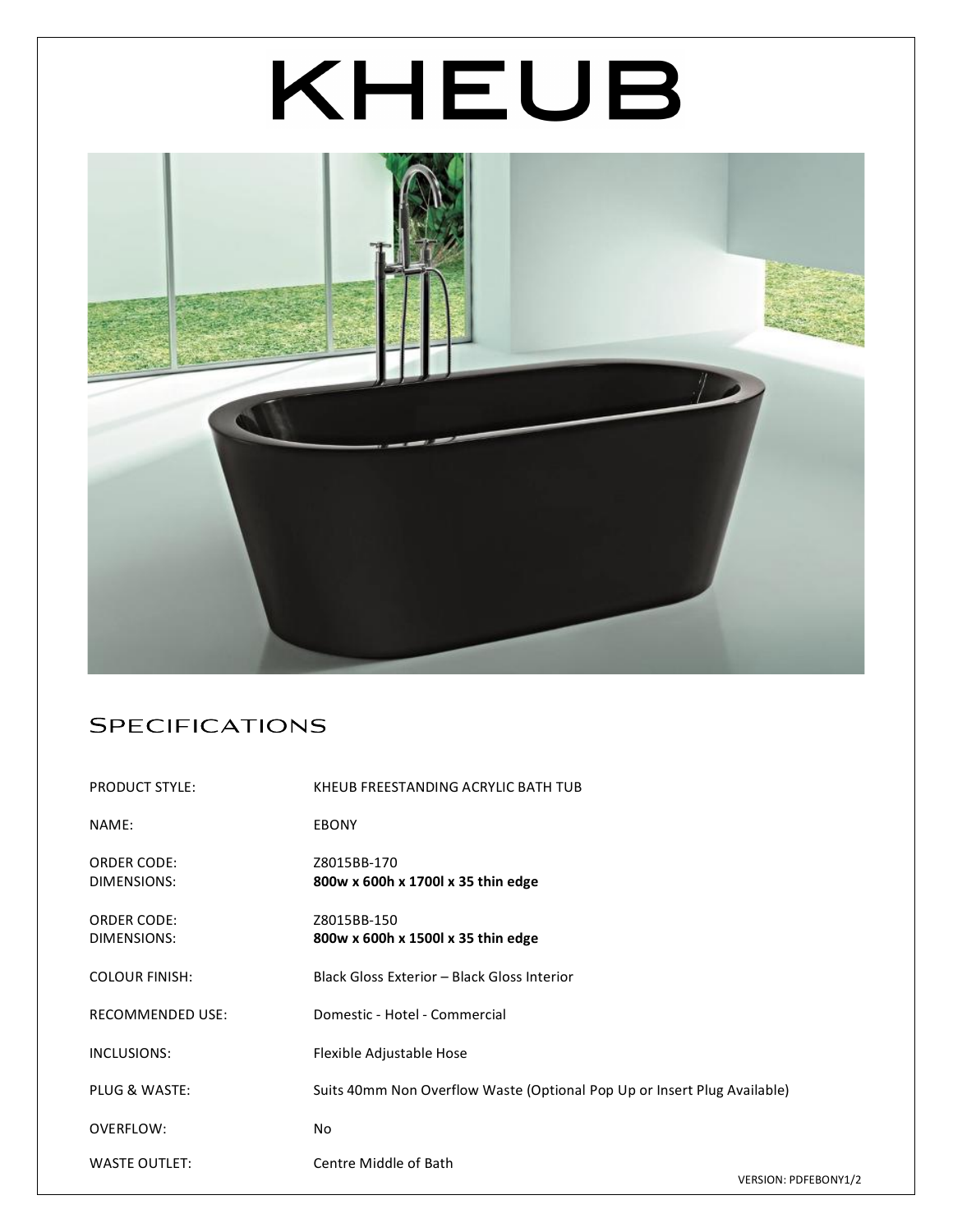# KHEUB

## Specifications

| | |
|---|---|
| PRODUCT STYLE: | KHEUB FREESTANDING ACRYLIC BATH TUB |
| NAME: | EBONY |
| ORDER CODE: | Z8015BB-170 |
| DIMENSIONS: | **800w x 600h x 1700l x 35 thin edge** |
| ORDER CODE: | Z8015BB-150 |
| DIMENSIONS: | **800w x 600h x 1500l x 35 thin edge** |
| COLOUR FINISH: | Black Gloss Exterior – Black Gloss Interior |
| RECOMMENDED USE: | Domestic - Hotel - Commercial |
| INCLUSIONS: | Flexible Adjustable Hose |
| PLUG & WASTE: | Suits 40mm Non Overflow Waste (Optional Pop Up or Insert Plug Available) |
| OVERFLOW: | No |
| WASTE OUTLET: | Centre Middle of Bath |

VERSION: PDFEBONY1/2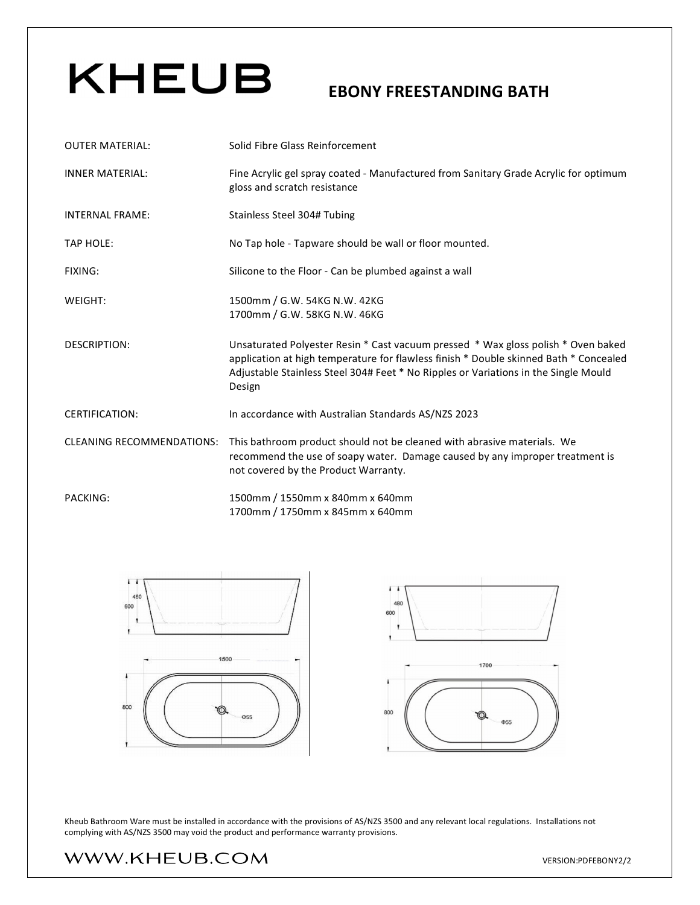# KHEUB

## EBONY FREESTANDING BATH

| | |
|---|---|
| OUTER MATERIAL: | Solid Fibre Glass Reinforcement |
| INNER MATERIAL: | Fine Acrylic gel spray coated - Manufactured from Sanitary Grade Acrylic for optimum gloss and scratch resistance |
| INTERNAL FRAME: | Stainless Steel 304# Tubing |
| TAP HOLE: | No Tap hole - Tapware should be wall or floor mounted. |
| FIXING: | Silicone to the Floor - Can be plumbed against a wall |
| WEIGHT: | 1500mm / G.W. 54KG N.W. 42KG<br>1700mm / G.W. 58KG N.W. 46KG |
| DESCRIPTION: | Unsaturated Polyester Resin * Cast vacuum pressed * Wax gloss polish * Oven baked application at high temperature for flawless finish * Double skinned Bath * Concealed Adjustable Stainless Steel 304# Feet * No Ripples or Variations in the Single Mould Design |
| CERTIFICATION: | In accordance with Australian Standards AS/NZS 2023 |
| CLEANING RECOMMENDATIONS: | This bathroom product should not be cleaned with abrasive materials. We recommend the use of soapy water. Damage caused by any improper treatment is not covered by the Product Warranty. |
| PACKING: | 1500mm / 1550mm x 840mm x 640mm<br>1700mm / 1750mm x 845mm x 640mm |

480
600
1500
800
Φ55

480
600
1700
800
Φ55

Kheub Bathroom Ware must be installed in accordance with the provisions of AS/NZS 3500 and any relevant local regulations. Installations not complying with AS/NZS 3500 may void the product and performance warranty provisions.

WWW.KHEUB.COM

VERSION:PDFEBONY2/2